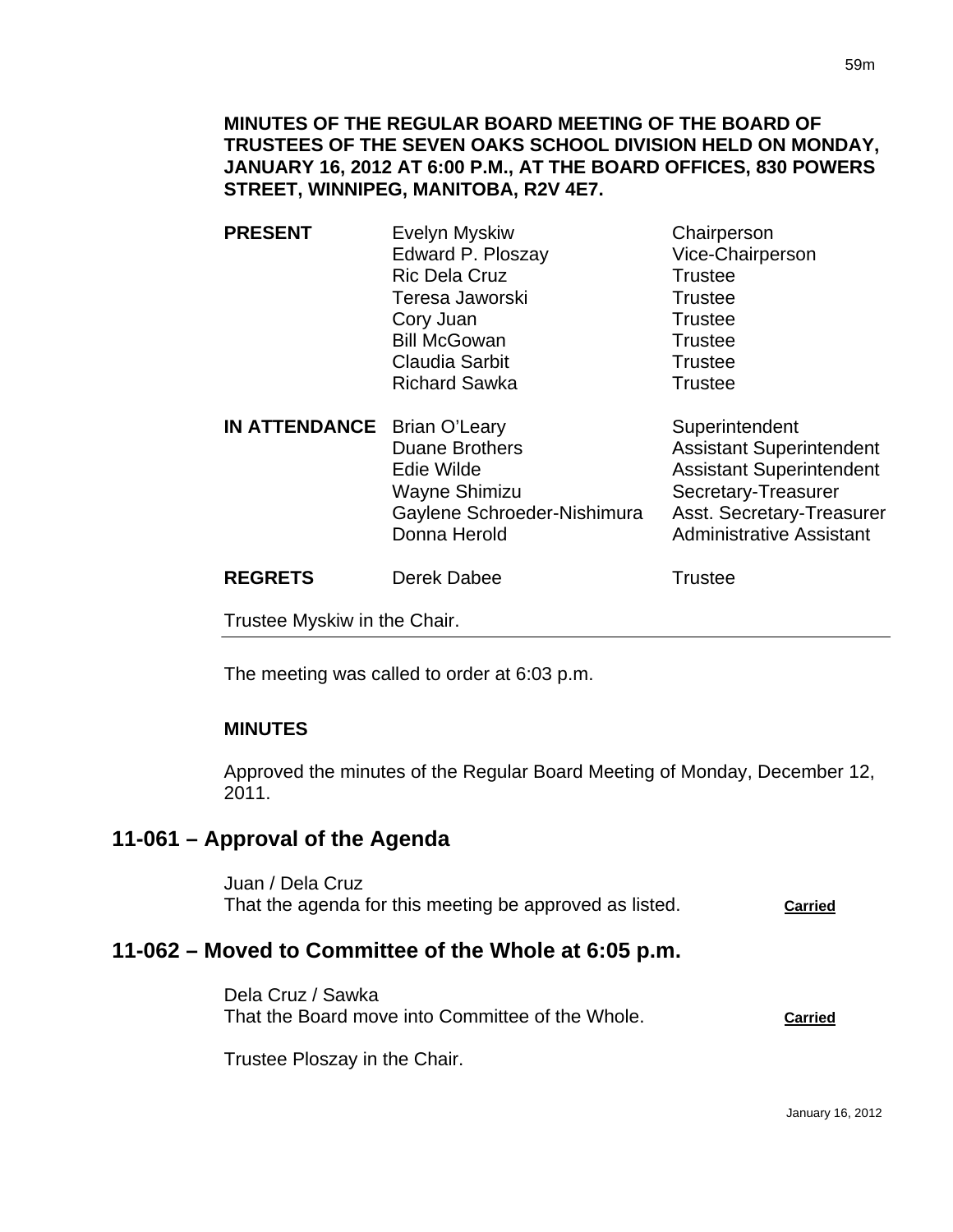**MINUTES OF THE REGULAR BOARD MEETING OF THE BOARD OF TRUSTEES OF THE SEVEN OAKS SCHOOL DIVISION HELD ON MONDAY, JANUARY 16, 2012 AT 6:00 P.M., AT THE BOARD OFFICES, 830 POWERS STREET, WINNIPEG, MANITOBA, R2V 4E7.**

| | | |
|---|---|---|
| **PRESENT** | Evelyn Myskiw | Chairperson |
| | Edward P. Ploszay | Vice-Chairperson |
| | Ric Dela Cruz | Trustee |
| | Teresa Jaworski | Trustee |
| | Cory Juan | Trustee |
| | Bill McGowan | Trustee |
| | Claudia Sarbit | Trustee |
| | Richard Sawka | Trustee |
| **IN ATTENDANCE** | Brian O'Leary | Superintendent |
| | Duane Brothers | Assistant Superintendent |
| | Edie Wilde | Assistant Superintendent |
| | Wayne Shimizu | Secretary-Treasurer |
| | Gaylene Schroeder-Nishimura | Asst. Secretary-Treasurer |
| | Donna Herold | Administrative Assistant |
| **REGRETS** | Derek Dabee | Trustee |

Trustee Myskiw in the Chair.

The meeting was called to order at 6:03 p.m.

**MINUTES**

Approved the minutes of the Regular Board Meeting of Monday, December 12, 2011.

## 11-061 – Approval of the Agenda

Juan / Dela Cruz
That the agenda for this meeting be approved as listed. **Carried**

## 11-062 – Moved to Committee of the Whole at 6:05 p.m.

Dela Cruz / Sawka
That the Board move into Committee of the Whole. **Carried**

Trustee Ploszay in the Chair.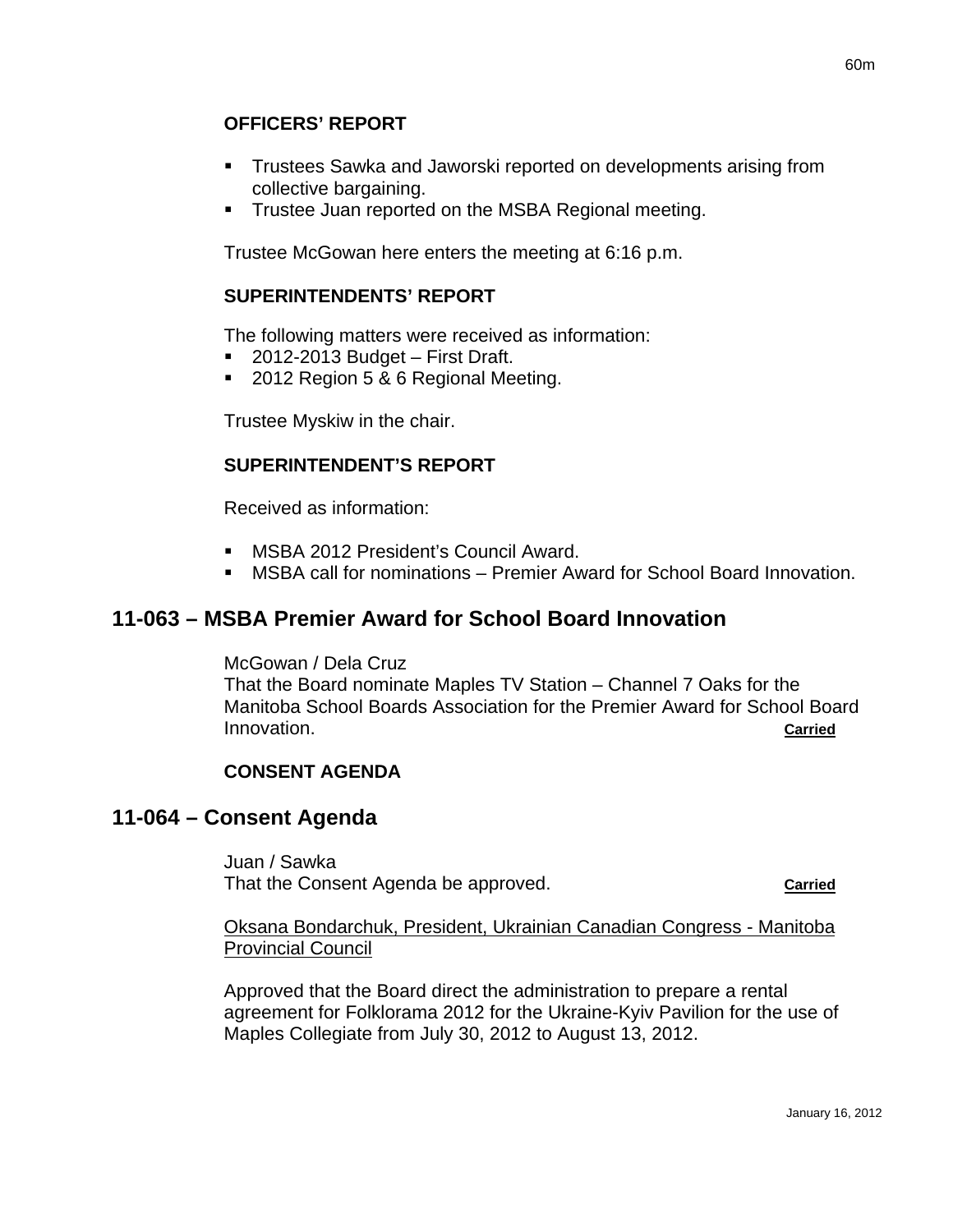### OFFICERS' REPORT

- Trustees Sawka and Jaworski reported on developments arising from collective bargaining.
- Trustee Juan reported on the MSBA Regional meeting.

Trustee McGowan here enters the meeting at 6:16 p.m.

### SUPERINTENDENTS' REPORT

The following matters were received as information:

- 2012-2013 Budget – First Draft.
- 2012 Region 5 & 6 Regional Meeting.

Trustee Myskiw in the chair.

### SUPERINTENDENT'S REPORT

Received as information:

- MSBA 2012 President's Council Award.
- MSBA call for nominations – Premier Award for School Board Innovation.

## 11-063 – MSBA Premier Award for School Board Innovation

McGowan / Dela Cruz
That the Board nominate Maples TV Station – Channel 7 Oaks for the Manitoba School Boards Association for the Premier Award for School Board Innovation. **Carried**

### CONSENT AGENDA

## 11-064 – Consent Agenda

Juan / Sawka
That the Consent Agenda be approved. **Carried**

Oksana Bondarchuk, President, Ukrainian Canadian Congress - Manitoba Provincial Council

Approved that the Board direct the administration to prepare a rental agreement for Folklorama 2012 for the Ukraine-Kyiv Pavilion for the use of Maples Collegiate from July 30, 2012 to August 13, 2012.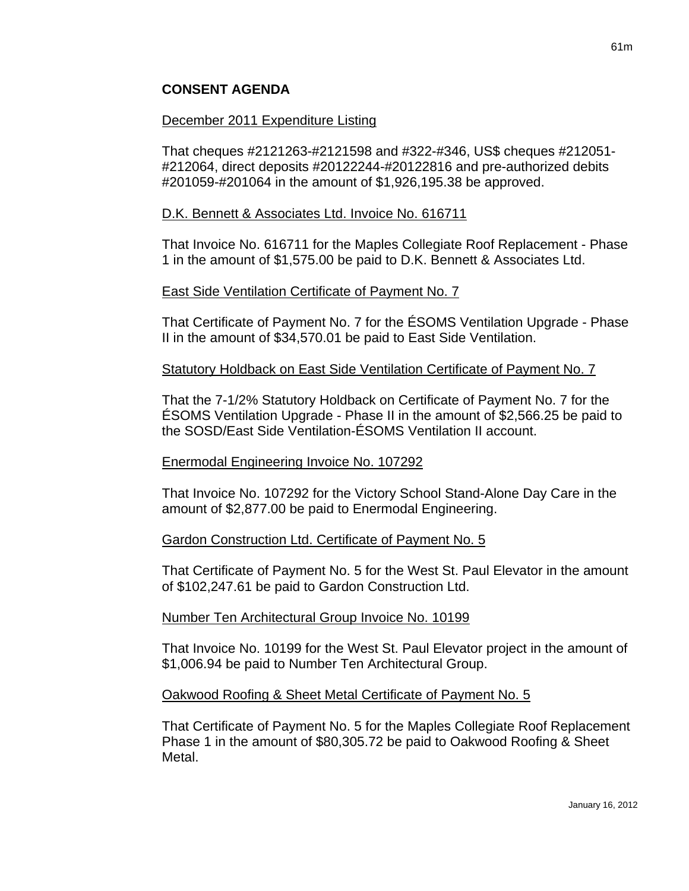## CONSENT AGENDA

December 2011 Expenditure Listing

That cheques #2121263-#2121598 and #322-#346, US$ cheques #212051-#212064, direct deposits #20122244-#20122816 and pre-authorized debits #201059-#201064 in the amount of $1,926,195.38 be approved.

D.K. Bennett & Associates Ltd. Invoice No. 616711

That Invoice No. 616711 for the Maples Collegiate Roof Replacement - Phase 1 in the amount of $1,575.00 be paid to D.K. Bennett & Associates Ltd.

East Side Ventilation Certificate of Payment No. 7

That Certificate of Payment No. 7 for the ÉSOMS Ventilation Upgrade - Phase II in the amount of $34,570.01 be paid to East Side Ventilation.

Statutory Holdback on East Side Ventilation Certificate of Payment No. 7

That the 7-1/2% Statutory Holdback on Certificate of Payment No. 7 for the ÉSOMS Ventilation Upgrade - Phase II in the amount of $2,566.25 be paid to the SOSD/East Side Ventilation-ÉSOMS Ventilation II account.

Enermodal Engineering Invoice No. 107292

That Invoice No. 107292 for the Victory School Stand-Alone Day Care in the amount of $2,877.00 be paid to Enermodal Engineering.

Gardon Construction Ltd. Certificate of Payment No. 5

That Certificate of Payment No. 5 for the West St. Paul Elevator in the amount of $102,247.61 be paid to Gardon Construction Ltd.

Number Ten Architectural Group Invoice No. 10199

That Invoice No. 10199 for the West St. Paul Elevator project in the amount of $1,006.94 be paid to Number Ten Architectural Group.

Oakwood Roofing & Sheet Metal Certificate of Payment No. 5

That Certificate of Payment No. 5 for the Maples Collegiate Roof Replacement Phase 1 in the amount of $80,305.72 be paid to Oakwood Roofing & Sheet Metal.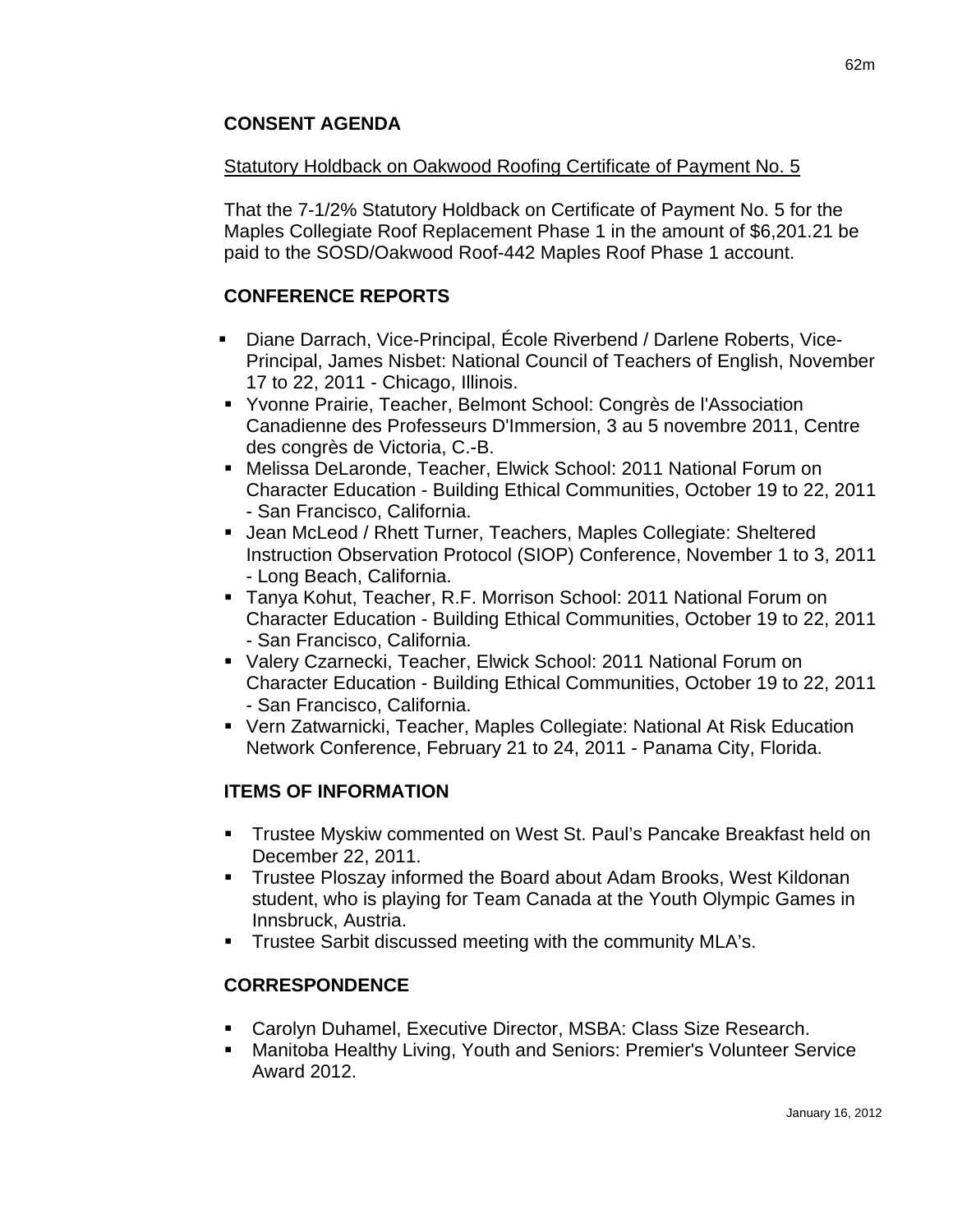## CONSENT AGENDA

Statistical Holdback on Oakwood Roofing Certificate of Payment No. 5

That the 7-1/2% Statutory Holdback on Certificate of Payment No. 5 for the Maples Collegiate Roof Replacement Phase 1 in the amount of $6,201.21 be paid to the SOSD/Oakwood Roof-442 Maples Roof Phase 1 account.

## CONFERENCE REPORTS

- Diane Darrach, Vice-Principal, École Riverbend / Darlene Roberts, Vice-Principal, James Nisbet: National Council of Teachers of English, November 17 to 22, 2011 - Chicago, Illinois.
- Yvonne Prairie, Teacher, Belmont School: Congrès de l'Association Canadienne des Professeurs D'Immersion, 3 au 5 novembre 2011, Centre des congrès de Victoria, C.-B.
- Melissa DeLaronde, Teacher, Elwick School: 2011 National Forum on Character Education - Building Ethical Communities, October 19 to 22, 2011 - San Francisco, California.
- Jean McLeod / Rhett Turner, Teachers, Maples Collegiate: Sheltered Instruction Observation Protocol (SIOP) Conference, November 1 to 3, 2011 - Long Beach, California.
- Tanya Kohut, Teacher, R.F. Morrison School: 2011 National Forum on Character Education - Building Ethical Communities, October 19 to 22, 2011 - San Francisco, California.
- Valery Czarnecki, Teacher, Elwick School: 2011 National Forum on Character Education - Building Ethical Communities, October 19 to 22, 2011 - San Francisco, California.
- Vern Zatwarnicki, Teacher, Maples Collegiate: National At Risk Education Network Conference, February 21 to 24, 2011 - Panama City, Florida.

## ITEMS OF INFORMATION

- Trustee Myskiw commented on West St. Paul's Pancake Breakfast held on December 22, 2011.
- Trustee Ploszay informed the Board about Adam Brooks, West Kildonan student, who is playing for Team Canada at the Youth Olympic Games in Innsbruck, Austria.
- Trustee Sarbit discussed meeting with the community MLA's.

## CORRESPONDENCE

- Carolyn Duhamel, Executive Director, MSBA: Class Size Research.
- Manitoba Healthy Living, Youth and Seniors: Premier's Volunteer Service Award 2012.

## CONSENT AGENDA

Statutory Holdback on Oakwood Roofing Certificate of Payment No. 5

That the 7-1/2% Statutory Holdback on Certificate of Payment No. 5 for the Maples Collegiate Roof Replacement Phase 1 in the amount of $6,201.21 be paid to the SOSD/Oakwood Roof-442 Maples Roof Phase 1 account.

## CONFERENCE REPORTS

- Diane Darrach, Vice-Principal, École Riverbend / Darlene Roberts, Vice-Principal, James Nisbet: National Council of Teachers of English, November 17 to 22, 2011 - Chicago, Illinois.
- Yvonne Prairie, Teacher, Belmont School: Congrès de l'Association Canadienne des Professeurs D'Immersion, 3 au 5 novembre 2011, Centre des congrès de Victoria, C.-B.
- Melissa DeLaronde, Teacher, Elwick School: 2011 National Forum on Character Education - Building Ethical Communities, October 19 to 22, 2011 - San Francisco, California.
- Jean McLeod / Rhett Turner, Teachers, Maples Collegiate: Sheltered Instruction Observation Protocol (SIOP) Conference, November 1 to 3, 2011 - Long Beach, California.
- Tanya Kohut, Teacher, R.F. Morrison School: 2011 National Forum on Character Education - Building Ethical Communities, October 19 to 22, 2011 - San Francisco, California.
- Valery Czarnecki, Teacher, Elwick School: 2011 National Forum on Character Education - Building Ethical Communities, October 19 to 22, 2011 - San Francisco, California.
- Vern Zatwarnicki, Teacher, Maples Collegiate: National At Risk Education Network Conference, February 21 to 24, 2011 - Panama City, Florida.

## ITEMS OF INFORMATION

- Trustee Myskiw commented on West St. Paul's Pancake Breakfast held on December 22, 2011.
- Trustee Ploszay informed the Board about Adam Brooks, West Kildonan student, who is playing for Team Canada at the Youth Olympic Games in Innsbruck, Austria.
- Trustee Sarbit discussed meeting with the community MLA's.

## CORRESPONDENCE

- Carolyn Duhamel, Executive Director, MSBA: Class Size Research.
- Manitoba Healthy Living, Youth and Seniors: Premier's Volunteer Service Award 2012.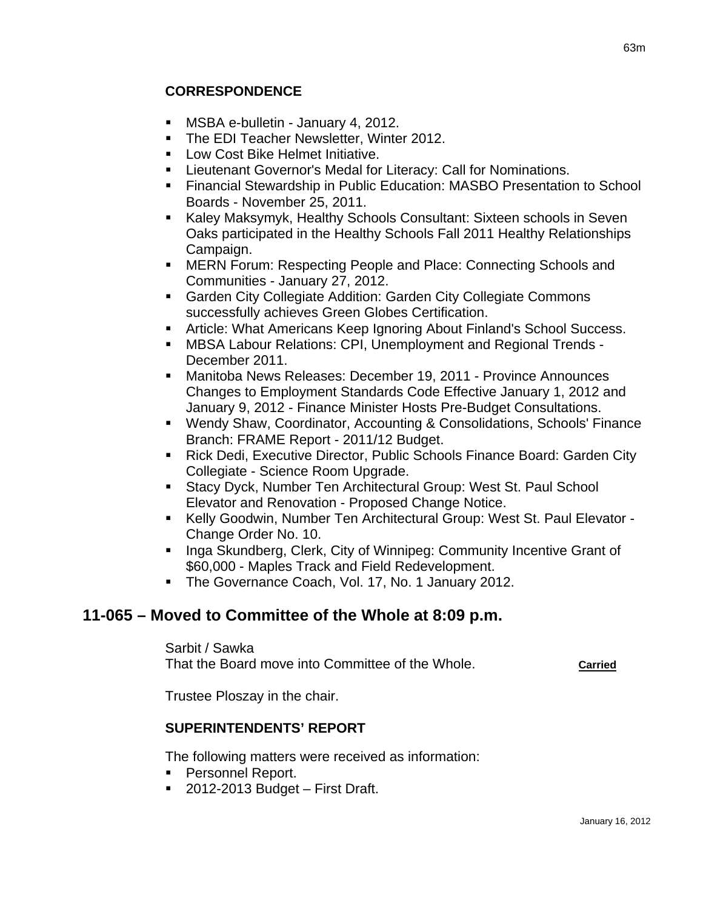#### CORRESPONDENCE

- MSBA e-bulletin - January 4, 2012.
- The EDI Teacher Newsletter, Winter 2012.
- Low Cost Bike Helmet Initiative.
- Lieutenant Governor's Medal for Literacy: Call for Nominations.
- Financial Stewardship in Public Education: MASBO Presentation to School Boards - November 25, 2011.
- Kaley Maksymyk, Healthy Schools Consultant: Sixteen schools in Seven Oaks participated in the Healthy Schools Fall 2011 Healthy Relationships Campaign.
- MERN Forum: Respecting People and Place: Connecting Schools and Communities - January 27, 2012.
- Garden City Collegiate Addition: Garden City Collegiate Commons successfully achieves Green Globes Certification.
- Article: What Americans Keep Ignoring About Finland's School Success.
- MBSA Labour Relations: CPI, Unemployment and Regional Trends - December 2011.
- Manitoba News Releases: December 19, 2011 - Province Announces Changes to Employment Standards Code Effective January 1, 2012 and January 9, 2012 - Finance Minister Hosts Pre-Budget Consultations.
- Wendy Shaw, Coordinator, Accounting & Consolidations, Schools' Finance Branch: FRAME Report - 2011/12 Budget.
- Rick Dedi, Executive Director, Public Schools Finance Board: Garden City Collegiate - Science Room Upgrade.
- Stacy Dyck, Number Ten Architectural Group: West St. Paul School Elevator and Renovation - Proposed Change Notice.
- Kelly Goodwin, Number Ten Architectural Group: West St. Paul Elevator - Change Order No. 10.
- Inga Skundberg, Clerk, City of Winnipeg: Community Incentive Grant of $60,000 - Maples Track and Field Redevelopment.
- The Governance Coach, Vol. 17, No. 1 January 2012.

## 11-065 – Moved to Committee of the Whole at 8:09 p.m.

Sarbit / Sawka
That the Board move into Committee of the Whole. **Carried**

Trustee Ploszay in the chair.

#### SUPERINTENDENTS' REPORT

The following matters were received as information:

- Personnel Report.
- 2012-2013 Budget – First Draft.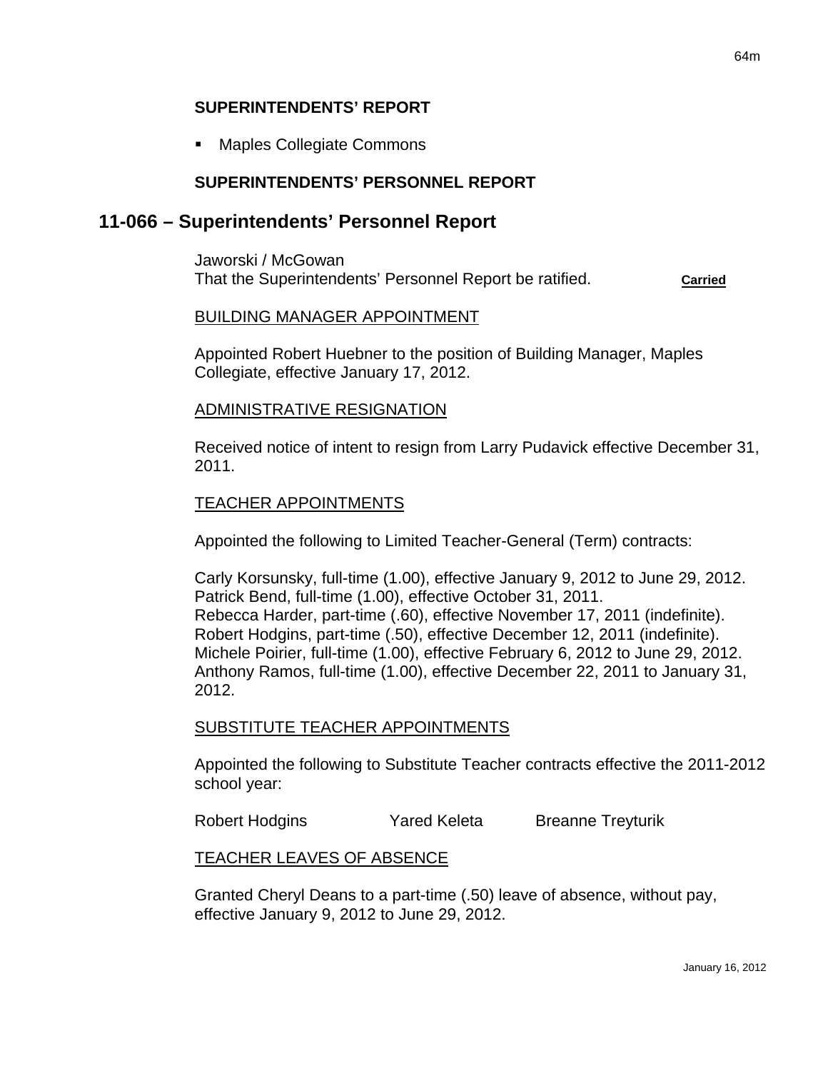**SUPERINTENDENTS' REPORT**

- Maples Collegiate Commons

**SUPERINTENDENTS' PERSONNEL REPORT**

## 11-066 – Superintendents' Personnel Report

Jaworski / McGowan
That the Superintendents' Personnel Report be ratified. **Carried**

BUILDING MANAGER APPOINTMENT

Appointed Robert Huebner to the position of Building Manager, Maples Collegiate, effective January 17, 2012.

ADMINISTRATIVE RESIGNATION

Received notice of intent to resign from Larry Pudavick effective December 31, 2011.

TEACHER APPOINTMENTS

Appointed the following to Limited Teacher-General (Term) contracts:

Carly Korsunsky, full-time (1.00), effective January 9, 2012 to June 29, 2012.
Patrick Bend, full-time (1.00), effective October 31, 2011.
Rebecca Harder, part-time (.60), effective November 17, 2011 (indefinite).
Robert Hodgins, part-time (.50), effective December 12, 2011 (indefinite).
Michele Poirier, full-time (1.00), effective February 6, 2012 to June 29, 2012.
Anthony Ramos, full-time (1.00), effective December 22, 2011 to January 31, 2012.

SUBSTITUTE TEACHER APPOINTMENTS

Appointed the following to Substitute Teacher contracts effective the 2011-2012 school year:

Robert Hodgins Yared Keleta Breanne Treyturik

TEACHER LEAVES OF ABSENCE

Granted Cheryl Deans to a part-time (.50) leave of absence, without pay, effective January 9, 2012 to June 29, 2012.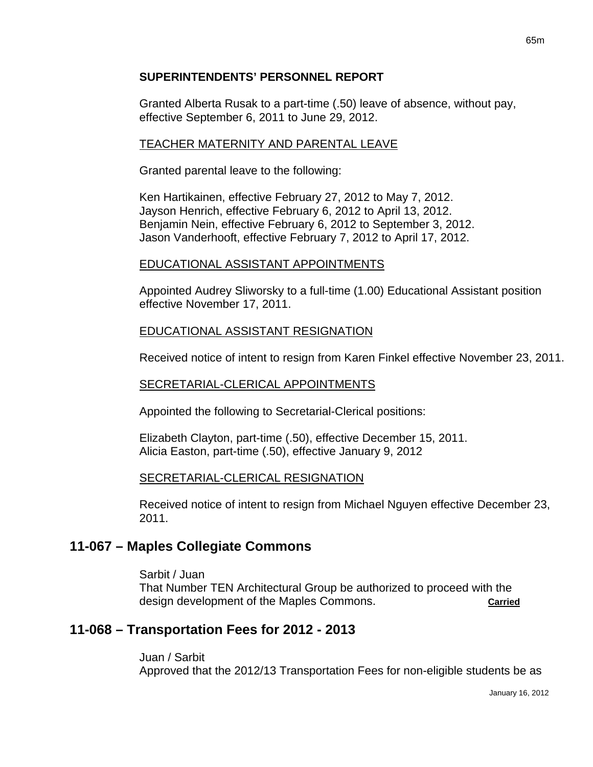#### SUPERINTENDENTS' PERSONNEL REPORT

Granted Alberta Rusak to a part-time (.50) leave of absence, without pay, effective September 6, 2011 to June 29, 2012.

TEACHER MATERNITY AND PARENTAL LEAVE

Granted parental leave to the following:

Ken Hartikainen, effective February 27, 2012 to May 7, 2012.
Jayson Henrich, effective February 6, 2012 to April 13, 2012.
Benjamin Nein, effective February 6, 2012 to September 3, 2012.
Jason Vanderhooft, effective February 7, 2012 to April 17, 2012.

EDUCATIONAL ASSISTANT APPOINTMENTS

Appointed Audrey Sliworsky to a full-time (1.00) Educational Assistant position effective November 17, 2011.

EDUCATIONAL ASSISTANT RESIGNATION

Received notice of intent to resign from Karen Finkel effective November 23, 2011.

SECRETARIAL-CLERICAL APPOINTMENTS

Appointed the following to Secretarial-Clerical positions:

Elizabeth Clayton, part-time (.50), effective December 15, 2011.
Alicia Easton, part-time (.50), effective January 9, 2012

SECRETARIAL-CLERICAL RESIGNATION

Received notice of intent to resign from Michael Nguyen effective December 23, 2011.

## 11-067 – Maples Collegiate Commons

Sarbit / Juan
That Number TEN Architectural Group be authorized to proceed with the design development of the Maples Commons. **Carried**

## 11-068 – Transportation Fees for 2012 - 2013

Juan / Sarbit
Approved that the 2012/13 Transportation Fees for non-eligible students be as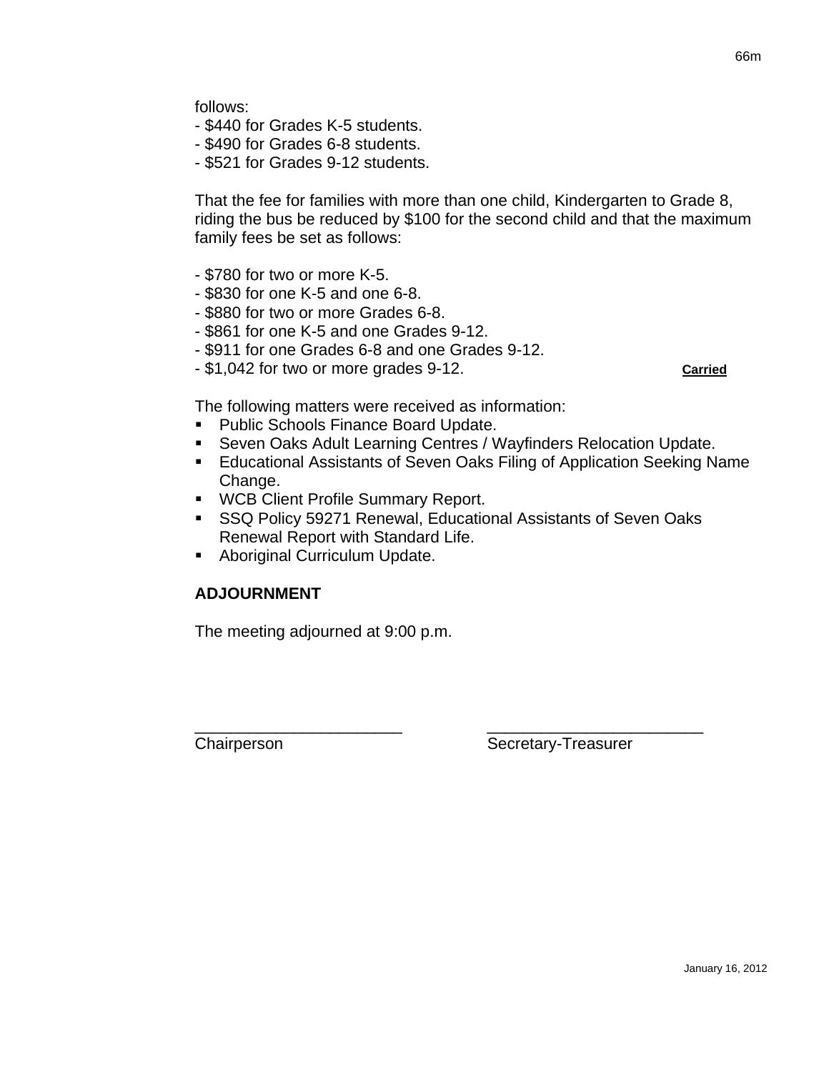follows:
- $440 for Grades K-5 students.
- $490 for Grades 6-8 students.
- $521 for Grades 9-12 students.

That the fee for families with more than one child, Kindergarten to Grade 8, riding the bus be reduced by $100 for the second child and that the maximum family fees be set as follows:

- $780 for two or more K-5.
- $830 for one K-5 and one 6-8.
- $880 for two or more Grades 6-8.
- $861 for one K-5 and one Grades 9-12.
- $911 for one Grades 6-8 and one Grades 9-12.
- $1,042 for two or more grades 9-12. **Carried**

The following matters were received as information:

- Public Schools Finance Board Update.
- Seven Oaks Adult Learning Centres / Wayfinders Relocation Update.
- Educational Assistants of Seven Oaks Filing of Application Seeking Name Change.
- WCB Client Profile Summary Report.
- SSQ Policy 59271 Renewal, Educational Assistants of Seven Oaks Renewal Report with Standard Life.
- Aboriginal Curriculum Update.

**ADJOURNMENT**

The meeting adjourned at 9:00 p.m.

_______________________ _________________________

Chairperson Secretary-Treasurer

January 16, 2012